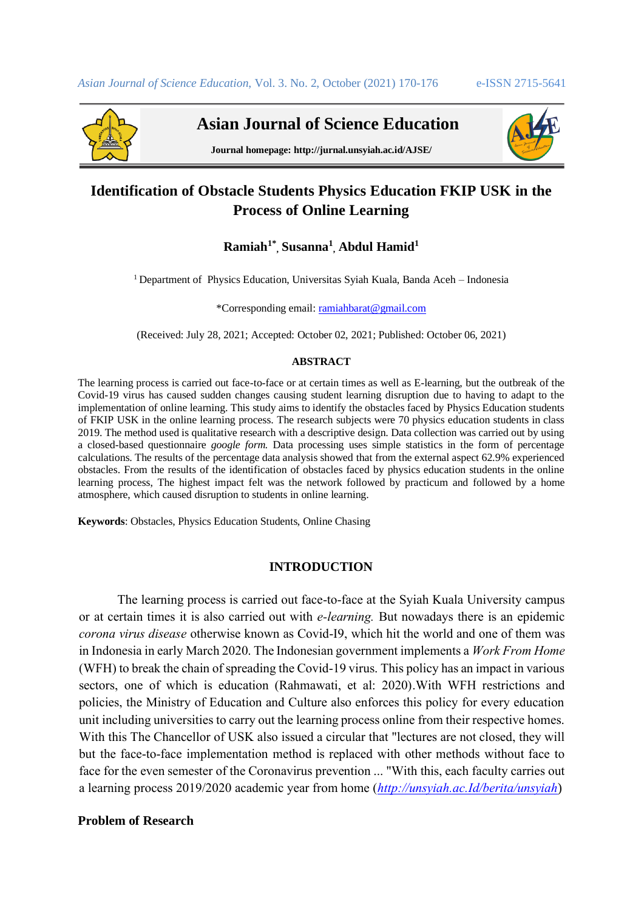# Asian Journal of Science Education

**Journal homepage: http://jurnal.unsyiah.ac.id/AJSE/**

## Identification of Obstacle Students Physics Education FKIP USK in the Process of Online Learning

**Ramiah[1*], Susanna[1], Abdul Hamid[1]**

[1] Department of Physics Education, Universitas Syiah Kuala, Banda Aceh – Indonesia

*Corresponding email: ramiahbarat@gmail.com

(Received: July 28, 2021; Accepted: October 02, 2021; Published: October 06, 2021)

### ABSTRACT

The learning process is carried out face-to-face or at certain times as well as E-learning, but the outbreak of the Covid-19 virus has caused sudden changes causing student learning disruption due to having to adapt to the implementation of online learning. This study aims to identify the obstacles faced by Physics Education students of FKIP USK in the online learning process. The research subjects were 70 physics education students in class 2019. The method used is qualitative research with a descriptive design. Data collection was carried out by using a closed-based questionnaire *google form.* Data processing uses simple statistics in the form of percentage calculations. The results of the percentage data analysis showed that from the external aspect 62.9% experienced obstacles. From the results of the identification of obstacles faced by physics education students in the online learning process, The highest impact felt was the network followed by practicum and followed by a home atmosphere, which caused disruption to students in online learning.

**Keywords**: Obstacles, Physics Education Students, Online Chasing

## INTRODUCTION

The learning process is carried out face-to-face at the Syiah Kuala University campus or at certain times it is also carried out with *e-learning.* But nowadays there is an epidemic *corona virus disease* otherwise known as Covid-I9, which hit the world and one of them was in Indonesia in early March 2020. The Indonesian government implements a *Work From Home* (WFH) to break the chain of spreading the Covid-19 virus. This policy has an impact in various sectors, one of which is education (Rahmawati, et al: 2020).With WFH restrictions and policies, the Ministry of Education and Culture also enforces this policy for every education unit including universities to carry out the learning process online from their respective homes. With this The Chancellor of USK also issued a circular that "lectures are not closed, they will but the face-to-face implementation method is replaced with other methods without face to face for the even semester of the Coronavirus prevention ... "With this, each faculty carries out a learning process 2019/2020 academic year from home (*http://unsyiah.ac.Id/berita/unsyiah*)

### Problem of Research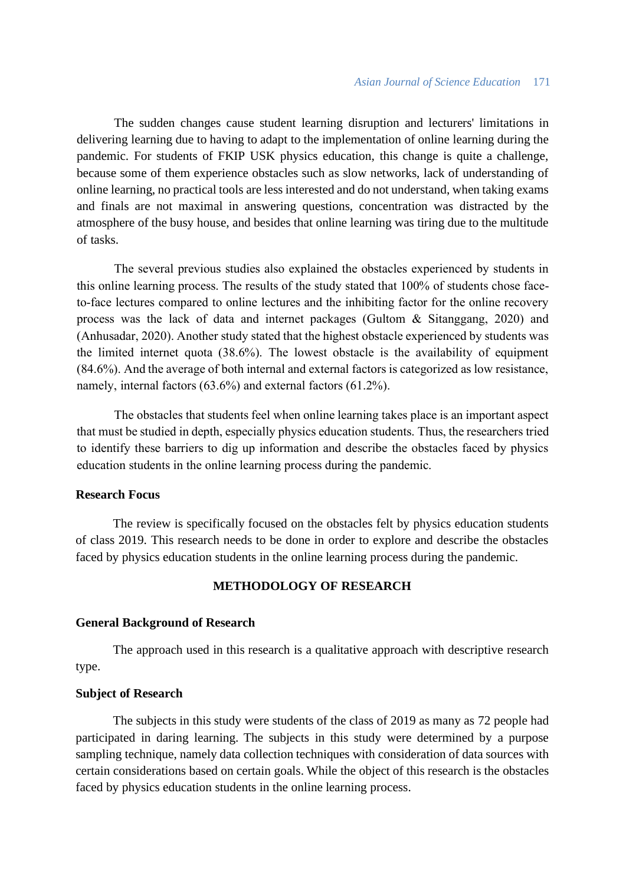The sudden changes cause student learning disruption and lecturers' limitations in delivering learning due to having to adapt to the implementation of online learning during the pandemic. For students of FKIP USK physics education, this change is quite a challenge, because some of them experience obstacles such as slow networks, lack of understanding of online learning, no practical tools are less interested and do not understand, when taking exams and finals are not maximal in answering questions, concentration was distracted by the atmosphere of the busy house, and besides that online learning was tiring due to the multitude of tasks.

The several previous studies also explained the obstacles experienced by students in this online learning process. The results of the study stated that 100% of students chose face-to-face lectures compared to online lectures and the inhibiting factor for the online recovery process was the lack of data and internet packages (Gultom & Sitanggang, 2020) and (Anhusadar, 2020). Another study stated that the highest obstacle experienced by students was the limited internet quota (38.6%). The lowest obstacle is the availability of equipment (84.6%). And the average of both internal and external factors is categorized as low resistance, namely, internal factors (63.6%) and external factors (61.2%).

The obstacles that students feel when online learning takes place is an important aspect that must be studied in depth, especially physics education students. Thus, the researchers tried to identify these barriers to dig up information and describe the obstacles faced by physics education students in the online learning process during the pandemic.

### Research Focus

The review is specifically focused on the obstacles felt by physics education students of class 2019. This research needs to be done in order to explore and describe the obstacles faced by physics education students in the online learning process during the pandemic.

## METHODOLOGY OF RESEARCH

### General Background of Research

The approach used in this research is a qualitative approach with descriptive research type.

### Subject of Research

The subjects in this study were students of the class of 2019 as many as 72 people had participated in daring learning. The subjects in this study were determined by a purpose sampling technique, namely data collection techniques with consideration of data sources with certain considerations based on certain goals. While the object of this research is the obstacles faced by physics education students in the online learning process.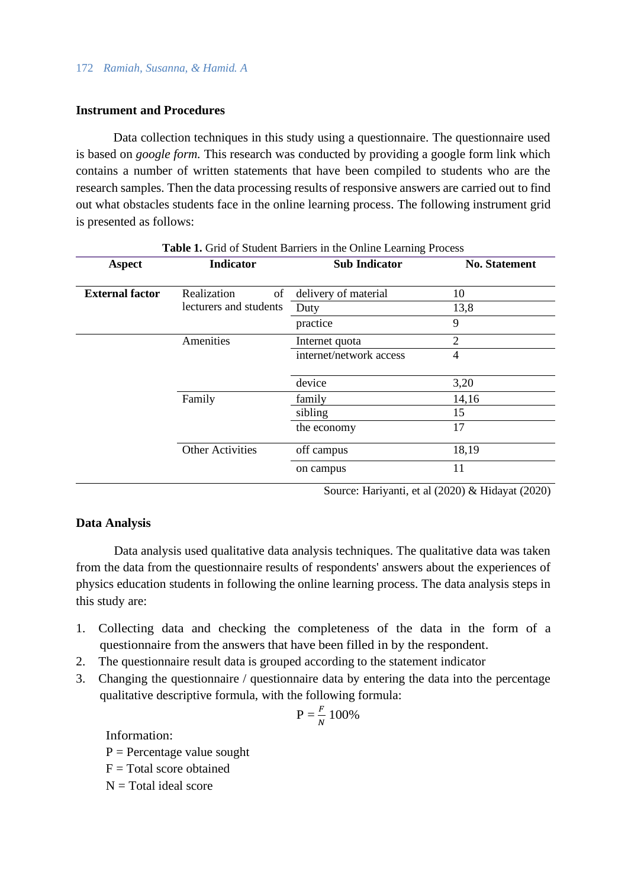### Instrument and Procedures

Data collection techniques in this study using a questionnaire. The questionnaire used is based on *google form.* This research was conducted by providing a google form link which contains a number of written statements that have been compiled to students who are the research samples. Then the data processing results of responsive answers are carried out to find out what obstacles students face in the online learning process. The following instrument grid is presented as follows:

**Table 1.** Grid of Student Barriers in the Online Learning Process

| Aspect | Indicator | Sub Indicator | No. Statement |
|---|---|---|---|
| **External factor** | Realization of lecturers and students | delivery of material | 10 |
| | | Duty | 13,8 |
| | | practice | 9 |
| | Amenities | Internet quota | 2 |
| | | internet/network access | 4 |
| | | device | 3,20 |
| | Family | family | 14,16 |
| | | sibling | 15 |
| | | the economy | 17 |
| | Other Activities | off campus | 18,19 |
| | | on campus | 11 |

Source: Hariyanti, et al (2020) & Hidayat (2020)

### Data Analysis

Data analysis used qualitative data analysis techniques. The qualitative data was taken from the data from the questionnaire results of respondents' answers about the experiences of physics education students in following the online learning process. The data analysis steps in this study are:

1. Collecting data and checking the completeness of the data in the form of a questionnaire from the answers that have been filled in by the respondent.
2. The questionnaire result data is grouped according to the statement indicator
3. Changing the questionnaire / questionnaire data by entering the data into the percentage qualitative descriptive formula, with the following formula:

$$P = \frac{F}{N} 100\%$$

Information:
P = Percentage value sought
F = Total score obtained
N = Total ideal score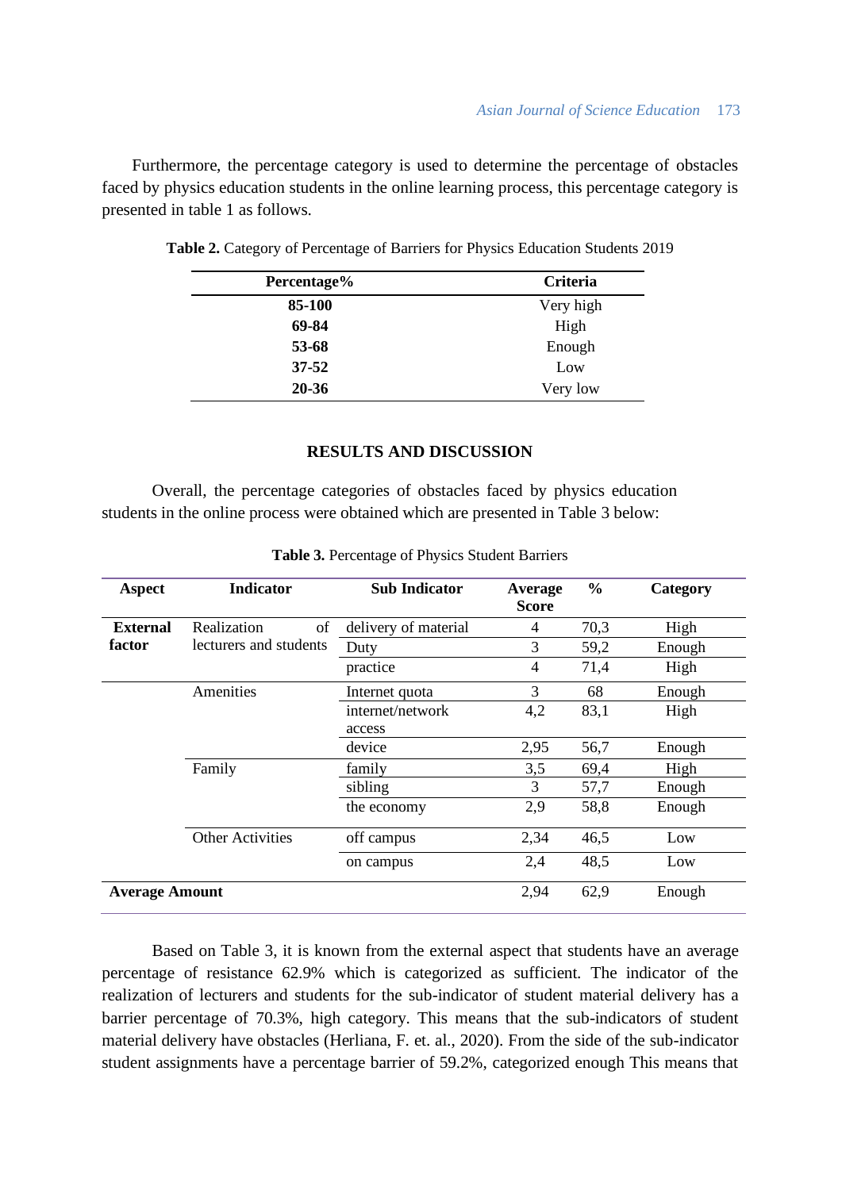Furthermore, the percentage category is used to determine the percentage of obstacles faced by physics education students in the online learning process, this percentage category is presented in table 1 as follows.

**Table 2.** Category of Percentage of Barriers for Physics Education Students 2019

| Percentage% | Criteria |
|---|---|
| **85-100** | Very high |
| **69-84** | High |
| **53-68** | Enough |
| **37-52** | Low |
| **20-36** | Very low |

## RESULTS AND DISCUSSION

Overall, the percentage categories of obstacles faced by physics education students in the online process were obtained which are presented in Table 3 below:

**Table 3.** Percentage of Physics Student Barriers

| Aspect | Indicator | Sub Indicator | Average Score | % | Category |
|---|---|---|---|---|---|
| **External factor** | Realization of lecturers and students | delivery of material | 4 | 70,3 | High |
| | | Duty | 3 | 59,2 | Enough |
| | | practice | 4 | 71,4 | High |
| | Amenities | Internet quota | 3 | 68 | Enough |
| | | internet/network access | 4,2 | 83,1 | High |
| | | device | 2,95 | 56,7 | Enough |
| | Family | family | 3,5 | 69,4 | High |
| | | sibling | 3 | 57,7 | Enough |
| | | the economy | 2,9 | 58,8 | Enough |
| | Other Activities | off campus | 2,34 | 46,5 | Low |
| | | on campus | 2,4 | 48,5 | Low |
| **Average Amount** | | | 2,94 | 62,9 | Enough |

Based on Table 3, it is known from the external aspect that students have an average percentage of resistance 62.9% which is categorized as sufficient. The indicator of the realization of lecturers and students for the sub-indicator of student material delivery has a barrier percentage of 70.3%, high category. This means that the sub-indicators of student material delivery have obstacles (Herliana, F. et. al., 2020). From the side of the sub-indicator student assignments have a percentage barrier of 59.2%, categorized enough This means that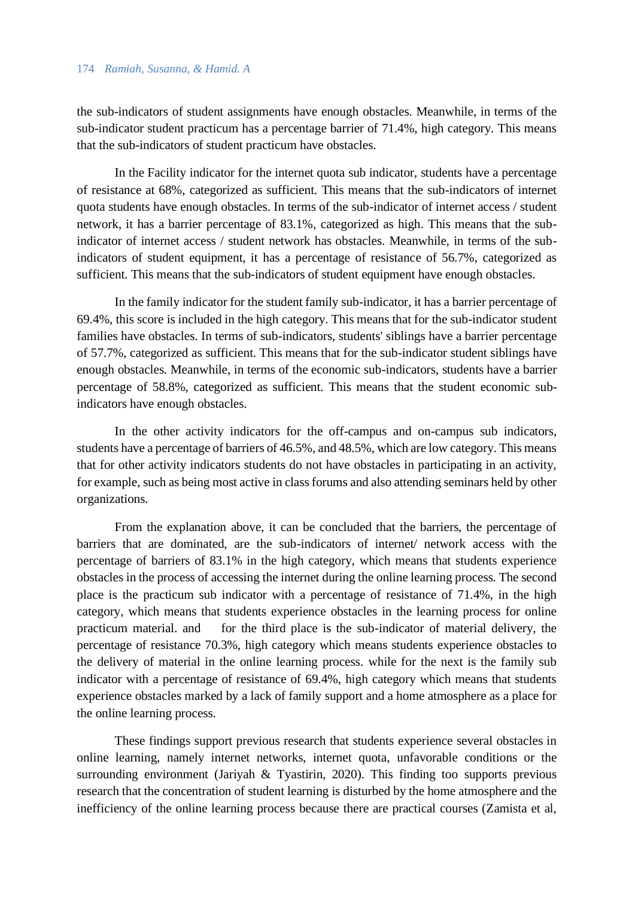the sub-indicators of student assignments have enough obstacles. Meanwhile, in terms of the sub-indicator student practicum has a percentage barrier of 71.4%, high category. This means that the sub-indicators of student practicum have obstacles.

In the Facility indicator for the internet quota sub indicator, students have a percentage of resistance at 68%, categorized as sufficient. This means that the sub-indicators of internet quota students have enough obstacles. In terms of the sub-indicator of internet access / student network, it has a barrier percentage of 83.1%, categorized as high. This means that the sub-indicator of internet access / student network has obstacles. Meanwhile, in terms of the sub-indicators of student equipment, it has a percentage of resistance of 56.7%, categorized as sufficient. This means that the sub-indicators of student equipment have enough obstacles.

In the family indicator for the student family sub-indicator, it has a barrier percentage of 69.4%, this score is included in the high category. This means that for the sub-indicator student families have obstacles. In terms of sub-indicators, students' siblings have a barrier percentage of 57.7%, categorized as sufficient. This means that for the sub-indicator student siblings have enough obstacles. Meanwhile, in terms of the economic sub-indicators, students have a barrier percentage of 58.8%, categorized as sufficient. This means that the student economic sub-indicators have enough obstacles.

In the other activity indicators for the off-campus and on-campus sub indicators, students have a percentage of barriers of 46.5%, and 48.5%, which are low category. This means that for other activity indicators students do not have obstacles in participating in an activity, for example, such as being most active in class forums and also attending seminars held by other organizations.

From the explanation above, it can be concluded that the barriers, the percentage of barriers that are dominated, are the sub-indicators of internet/ network access with the percentage of barriers of 83.1% in the high category, which means that students experience obstacles in the process of accessing the internet during the online learning process. The second place is the practicum sub indicator with a percentage of resistance of 71.4%, in the high category, which means that students experience obstacles in the learning process for online practicum material. and for the third place is the sub-indicator of material delivery, the percentage of resistance 70.3%, high category which means students experience obstacles to the delivery of material in the online learning process. while for the next is the family sub indicator with a percentage of resistance of 69.4%, high category which means that students experience obstacles marked by a lack of family support and a home atmosphere as a place for the online learning process.

These findings support previous research that students experience several obstacles in online learning, namely internet networks, internet quota, unfavorable conditions or the surrounding environment (Jariyah & Tyastirin, 2020). This finding too supports previous research that the concentration of student learning is disturbed by the home atmosphere and the inefficiency of the online learning process because there are practical courses (Zamista et al,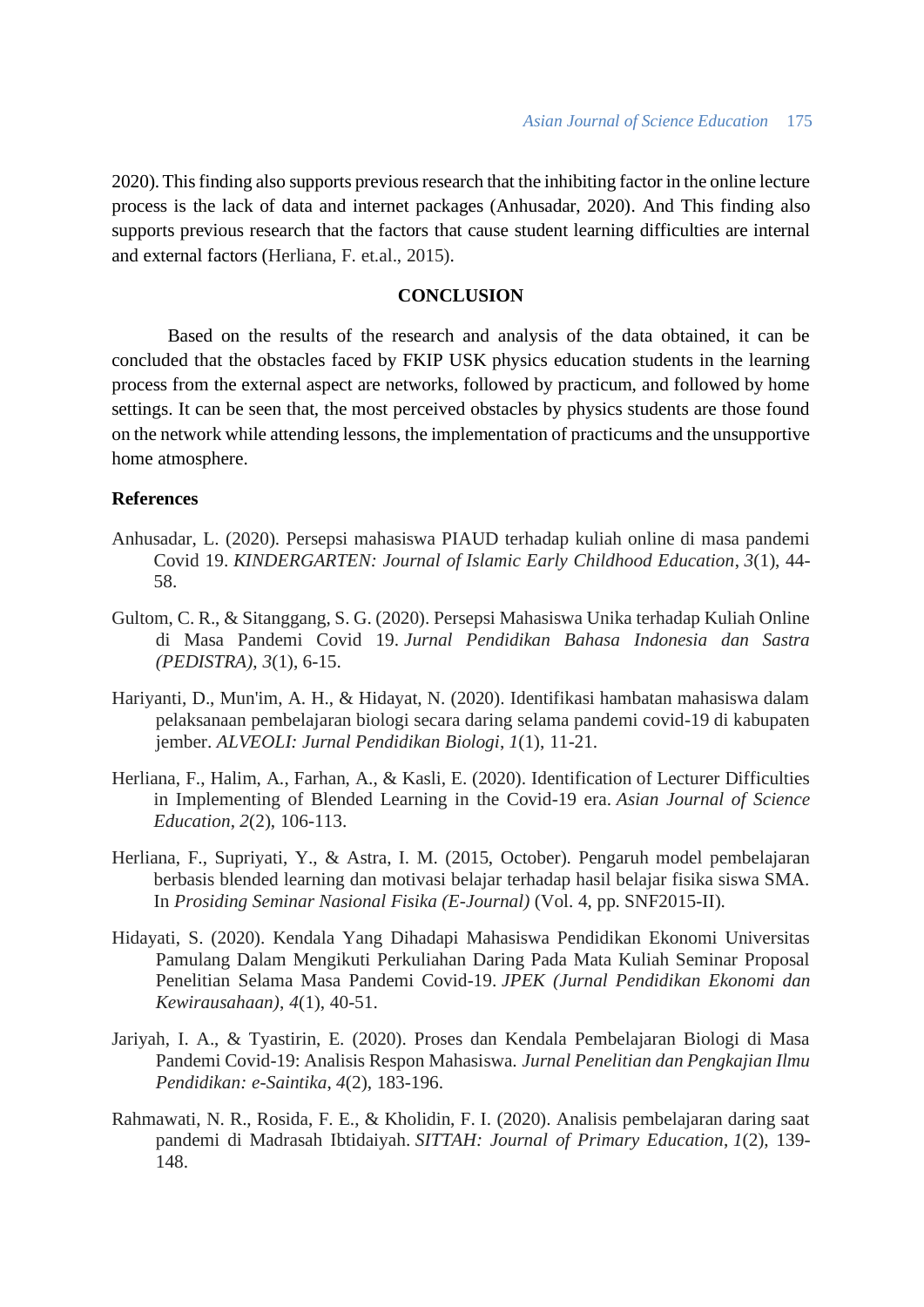2020). This finding also supports previous research that the inhibiting factor in the online lecture process is the lack of data and internet packages (Anhusadar, 2020). And This finding also supports previous research that the factors that cause student learning difficulties are internal and external factors (Herliana, F. et.al., 2015).

## CONCLUSION

Based on the results of the research and analysis of the data obtained, it can be concluded that the obstacles faced by FKIP USK physics education students in the learning process from the external aspect are networks, followed by practicum, and followed by home settings. It can be seen that, the most perceived obstacles by physics students are those found on the network while attending lessons, the implementation of practicums and the unsupportive home atmosphere.

## References

Anhusadar, L. (2020). Persepsi mahasiswa PIAUD terhadap kuliah online di masa pandemi Covid 19. *KINDERGARTEN: Journal of Islamic Early Childhood Education*, *3*(1), 44-58.

Gultom, C. R., & Sitanggang, S. G. (2020). Persepsi Mahasiswa Unika terhadap Kuliah Online di Masa Pandemi Covid 19. *Jurnal Pendidikan Bahasa Indonesia dan Sastra (PEDISTRA)*, *3*(1), 6-15.

Hariyanti, D., Mun'im, A. H., & Hidayat, N. (2020). Identifikasi hambatan mahasiswa dalam pelaksanaan pembelajaran biologi secara daring selama pandemi covid-19 di kabupaten jember. *ALVEOLI: Jurnal Pendidikan Biologi*, *1*(1), 11-21.

Herliana, F., Halim, A., Farhan, A., & Kasli, E. (2020). Identification of Lecturer Difficulties in Implementing of Blended Learning in the Covid-19 era. *Asian Journal of Science Education*, *2*(2), 106-113.

Herliana, F., Supriyati, Y., & Astra, I. M. (2015, October). Pengaruh model pembelajaran berbasis blended learning dan motivasi belajar terhadap hasil belajar fisika siswa SMA. In *Prosiding Seminar Nasional Fisika (E-Journal)* (Vol. 4, pp. SNF2015-II).

Hidayati, S. (2020). Kendala Yang Dihadapi Mahasiswa Pendidikan Ekonomi Universitas Pamulang Dalam Mengikuti Perkuliahan Daring Pada Mata Kuliah Seminar Proposal Penelitian Selama Masa Pandemi Covid-19. *JPEK (Jurnal Pendidikan Ekonomi dan Kewirausahaan)*, *4*(1), 40-51.

Jariyah, I. A., & Tyastirin, E. (2020). Proses dan Kendala Pembelajaran Biologi di Masa Pandemi Covid-19: Analisis Respon Mahasiswa. *Jurnal Penelitian dan Pengkajian Ilmu Pendidikan: e-Saintika*, *4*(2), 183-196.

Rahmawati, N. R., Rosida, F. E., & Kholidin, F. I. (2020). Analisis pembelajaran daring saat pandemi di Madrasah Ibtidaiyah. *SITTAH: Journal of Primary Education*, *1*(2), 139-148.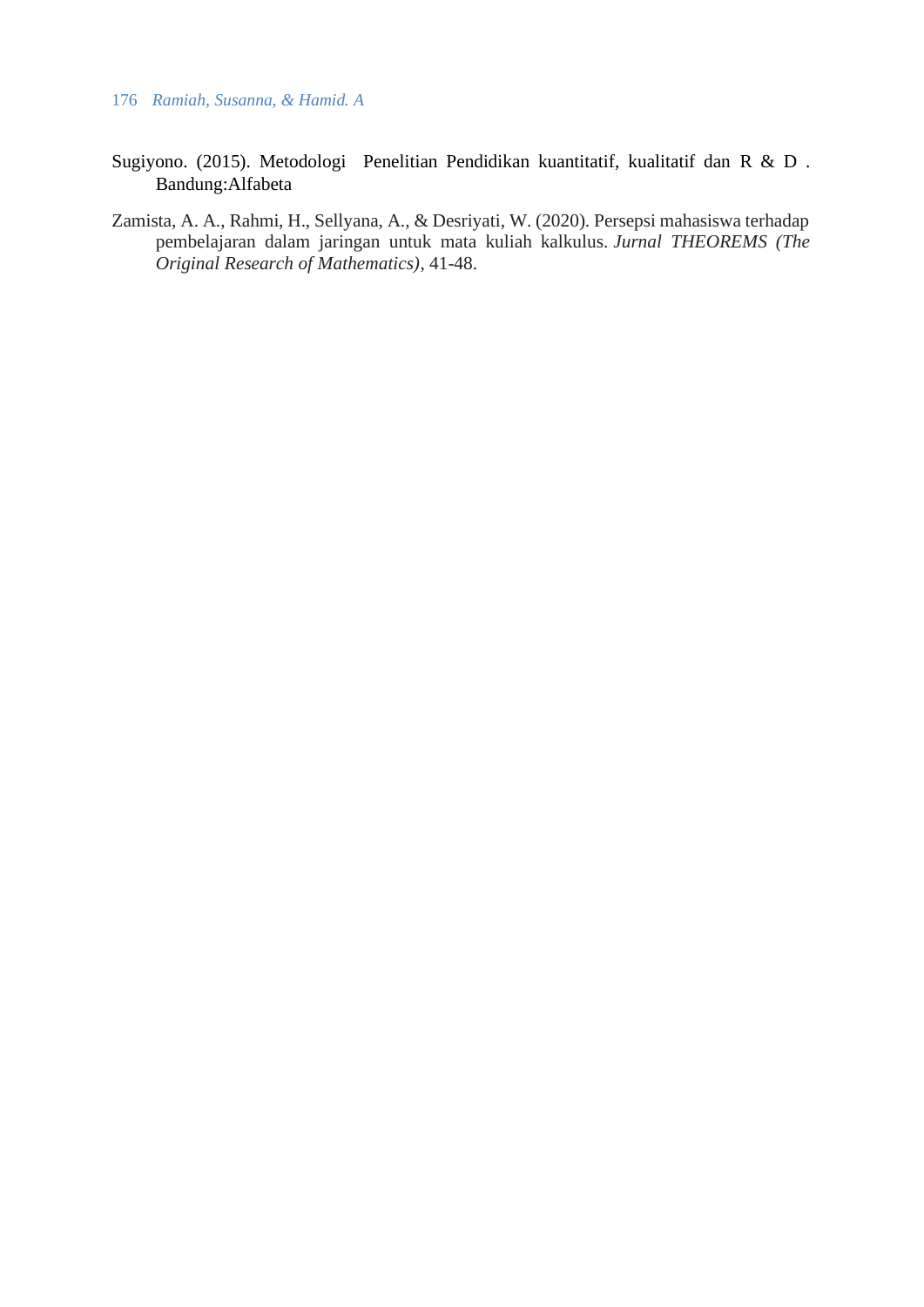Sugiyono. (2015). Metodologi Penelitian Pendidikan kuantitatif, kualitatif dan R & D . Bandung:Alfabeta

Zamista, A. A., Rahmi, H., Sellyana, A., & Desriyati, W. (2020). Persepsi mahasiswa terhadap pembelajaran dalam jaringan untuk mata kuliah kalkulus. *Jurnal THEOREMS (The Original Research of Mathematics)*, 41-48.